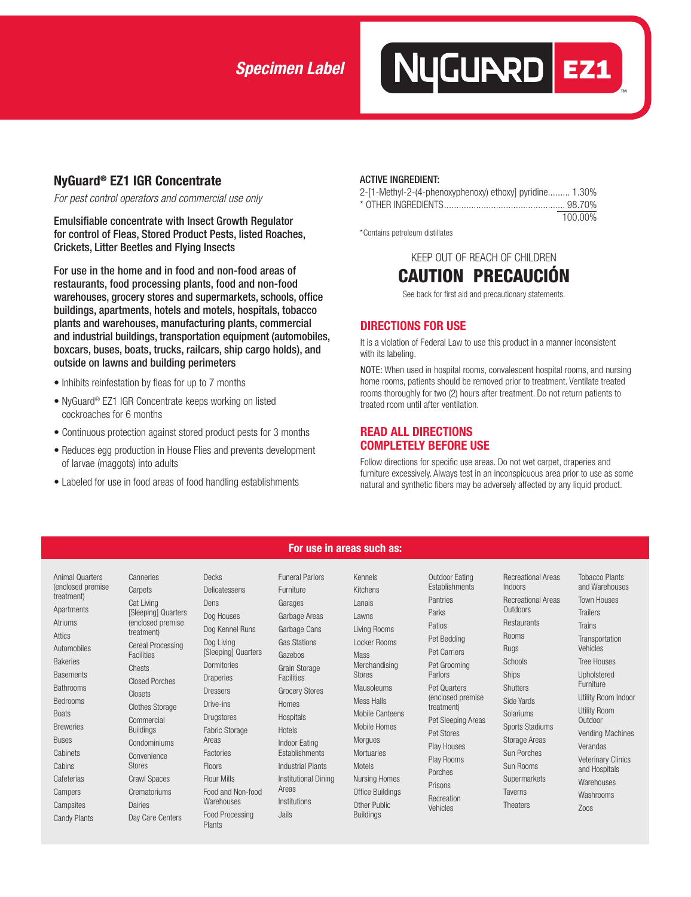*Specimen Label*

# NyGuard EZ1

## NyGuard® EZ1 IGR Concentrate

*For pest control operators and commercial use only*

**Emulsifiable concentrate with Insect Growth Regulator for control of Fleas, Stored Product Pests, listed Roaches, Crickets, Litter Beetles and Flying Insects**

**For use in the home and in food and non-food areas of restaurants, food processing plants, food and non-food warehouses, grocery stores and supermarkets, schools, office buildings, apartments, hotels and motels, hospitals, tobacco plants and warehouses, manufacturing plants, commercial and industrial buildings, transportation equipment (automobiles, boxcars, buses, boats, trucks, railcars, ship cargo holds), and outside on lawns and building perimeters**

- Inhibits reinfestation by fleas for up to 7 months
- NyGuard® EZ1 IGR Concentrate keeps working on listed cockroaches for 6 months
- Continuous protection against stored product pests for 3 months
- Reduces egg production in House Flies and prevents development of larvae (maggots) into adults
- Labeled for use in food areas of food handling establishments

**ACTIVE INGREDIENT:**

| | |
|---|---|
| 2-[1-Methyl-2-(4-phenoxyphenoxy) ethoxy] pyridine | 1.30% |
| * OTHER INGREDIENTS | 98.70% |
| | 100.00% |

*Contains petroleum distillates

KEEP OUT OF REACH OF CHILDREN

**CAUTION PRECAUCIÓN**

See back for first aid and precautionary statements.

## DIRECTIONS FOR USE

It is a violation of Federal Law to use this product in a manner inconsistent with its labeling.

NOTE: When used in hospital rooms, convalescent hospital rooms, and nursing home rooms, patients should be removed prior to treatment. Ventilate treated rooms thoroughly for two (2) hours after treatment. Do not return patients to treated room until after ventilation.

## READ ALL DIRECTIONS COMPLETELY BEFORE USE

Follow directions for specific use areas. Do not wet carpet, draperies and furniture excessively. Always test in an inconspicuous area prior to use as some natural and synthetic fibers may be adversely affected by any liquid product.

### For use in areas such as:

Animal Quarters (enclosed premise treatment), Apartments, Atriums, Attics, Automobiles, Bakeries, Basements, Bathrooms, Bedrooms, Boats, Breweries, Buses, Cabinets, Cabins, Cafeterias, Campers, Campsites, Candy Plants, Canneries, Carpets, Cat Living [Sleeping] Quarters (enclosed premise treatment), Cereal Processing Facilities, Chests, Closed Porches, Closets, Clothes Storage, Commercial Buildings, Condominiums, Convenience Stores, Crawl Spaces, Crematoriums, Dairies, Day Care Centers, Decks, Delicatessens, Dens, Dog Houses, Dog Kennel Runs, Dog Living [Sleeping] Quarters, Dormitories, Draperies, Dressers, Drive-ins, Drugstores, Fabric Storage Areas, Factories, Floors, Flour Mills, Food and Non-food Warehouses, Food Processing Plants, Funeral Parlors, Furniture, Garages, Garbage Areas, Garbage Cans, Gas Stations, Gazebos, Grain Storage Facilities, Grocery Stores, Homes, Hospitals, Hotels, Indoor Eating Establishments, Industrial Plants, Institutional Dining Areas, Institutions, Jails, Kennels, Kitchens, Lanais, Lawns, Living Rooms, Locker Rooms, Mass Merchandising Stores, Mausoleums, Mess Halls, Mobile Canteens, Mobile Homes, Morgues, Mortuaries, Motels, Nursing Homes, Office Buildings, Other Public Buildings, Outdoor Eating Establishments, Pantries, Parks, Patios, Pet Bedding, Pet Carriers, Pet Grooming Parlors, Pet Quarters (enclosed premise treatment), Pet Sleeping Areas, Pet Stores, Play Houses, Play Rooms, Porches, Prisons, Recreation Vehicles, Recreational Areas Indoors, Recreational Areas Outdoors, Restaurants, Rooms, Rugs, Schools, Ships, Shutters, Side Yards, Solariums, Sports Stadiums, Storage Areas, Sun Porches, Sun Rooms, Supermarkets, Taverns, Theaters, Tobacco Plants and Warehouses, Town Houses, Trailers, Trains, Transportation Vehicles, Tree Houses, Upholstered Furniture, Utility Room Indoor, Utility Room Outdoor, Vending Machines, Verandas, Veterinary Clinics and Hospitals, Warehouses, Washrooms, Zoos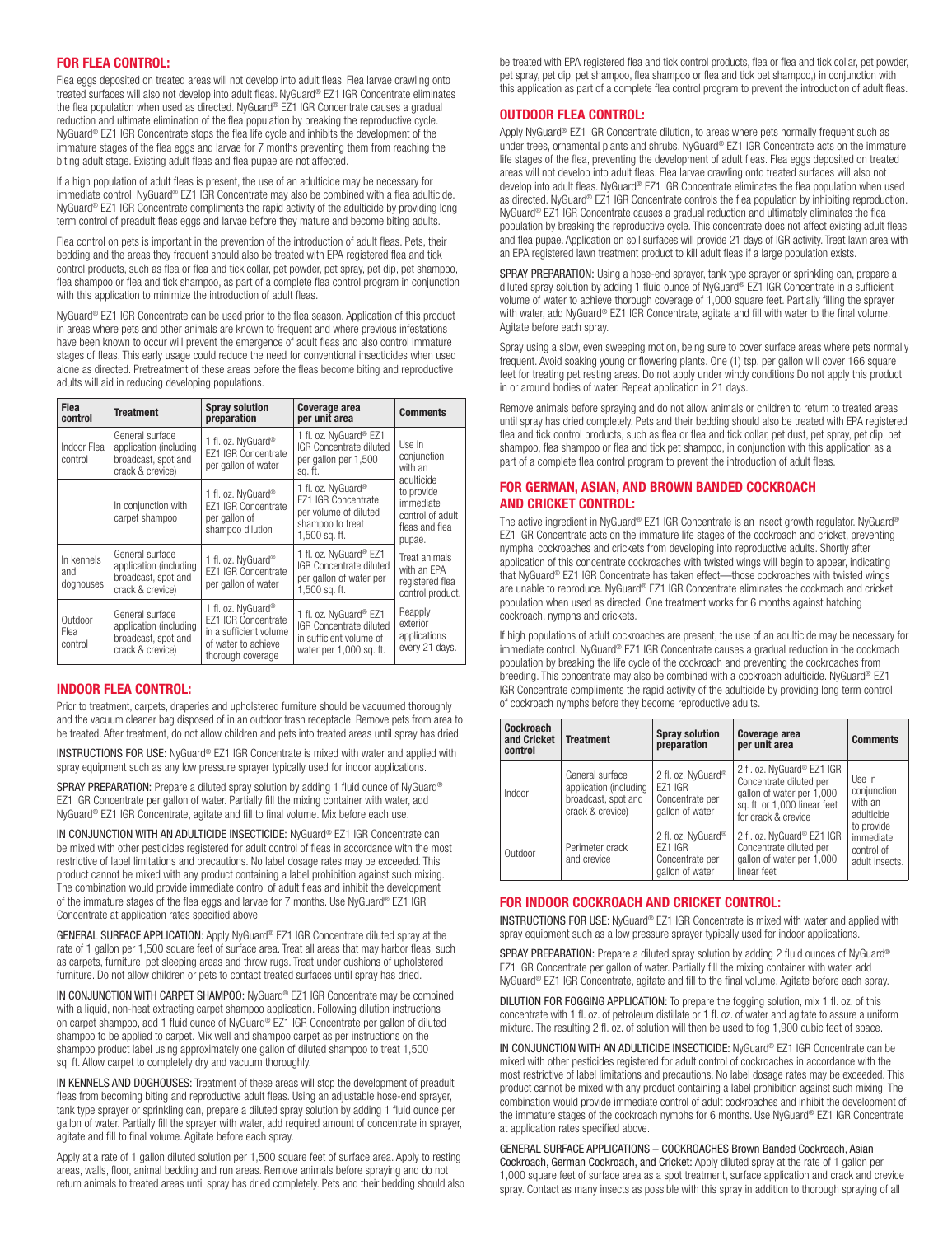## FOR FLEA CONTROL:

Flea eggs deposited on treated areas will not develop into adult fleas. Flea larvae crawling onto treated surfaces will also not develop into adult fleas. NyGuard® EZ1 IGR Concentrate eliminates the flea population when used as directed. NyGuard® EZ1 IGR Concentrate causes a gradual reduction and ultimate elimination of the flea population by breaking the reproductive cycle. NyGuard® EZ1 IGR Concentrate stops the flea life cycle and inhibits the development of the immature stages of the flea eggs and larvae for 7 months preventing them from reaching the biting adult stage. Existing adult fleas and flea pupae are not affected.

If a high population of adult fleas is present, the use of an adulticide may be necessary for immediate control. NyGuard® EZ1 IGR Concentrate may also be combined with a flea adulticide. NyGuard® EZ1 IGR Concentrate compliments the rapid activity of the adulticide by providing long term control of preadult fleas eggs and larvae before they mature and become biting adults.

Flea control on pets is important in the prevention of the introduction of adult fleas. Pets, their bedding and the areas they frequent should also be treated with EPA registered flea and tick control products, such as flea or flea and tick collar, pet powder, pet spray, pet dip, pet shampoo, flea shampoo or flea and tick shampoo, as part of a complete flea control program in conjunction with this application to minimize the introduction of adult fleas.

NyGuard® EZ1 IGR Concentrate can be used prior to the flea season. Application of this product in areas where pets and other animals are known to frequent and where previous infestations have been known to occur will prevent the emergence of adult fleas and also control immature stages of fleas. This early usage could reduce the need for conventional insecticides when used alone as directed. Pretreatment of these areas before the fleas become biting and reproductive adults will aid in reducing developing populations.

| Flea control | Treatment | Spray solution preparation | Coverage area per unit area | Comments |
|---|---|---|---|---|
| Indoor Flea control | General surface application (including broadcast, spot and crack & crevice) | 1 fl. oz. NyGuard® EZ1 IGR Concentrate per gallon of water | 1 fl. oz. NyGuard® EZ1 IGR Concentrate diluted per gallon per 1,500 sq. ft. | Use in conjunction with an adulticide to provide immediate control of adult fleas and flea pupae. |
| | In conjunction with carpet shampoo | 1 fl. oz. NyGuard® EZ1 IGR Concentrate per gallon of shampoo dilution | 1 fl. oz. NyGuard® EZ1 IGR Concentrate per volume of diluted shampoo to treat 1,500 sq. ft. | |
| In kennels and doghouses | General surface application (including broadcast, spot and crack & crevice) | 1 fl. oz. NyGuard® EZ1 IGR Concentrate per gallon of water | 1 fl. oz. NyGuard® EZ1 IGR Concentrate diluted per gallon of water per 1,500 sq. ft. | Treat animals with an EPA registered flea control product. |
| Outdoor Flea control | General surface application (including broadcast, spot and crack & crevice) | 1 fl. oz. NyGuard® EZ1 IGR Concentrate in a sufficient volume of water to achieve thorough coverage | 1 fl. oz. NyGuard® EZ1 IGR Concentrate diluted in sufficient volume of water per 1,000 sq. ft. | Reapply exterior applications every 21 days. |

## INDOOR FLEA CONTROL:

Prior to treatment, carpets, draperies and upholstered furniture should be vacuumed thoroughly and the vacuum cleaner bag disposed of in an outdoor trash receptacle. Remove pets from area to be treated. After treatment, do not allow children and pets into treated areas until spray has dried.

INSTRUCTIONS FOR USE: NyGuard® EZ1 IGR Concentrate is mixed with water and applied with spray equipment such as any low pressure sprayer typically used for indoor applications.

SPRAY PREPARATION: Prepare a diluted spray solution by adding 1 fluid ounce of NyGuard® EZ1 IGR Concentrate per gallon of water. Partially fill the mixing container with water, add NyGuard® EZ1 IGR Concentrate, agitate and fill to final volume. Mix before each use.

IN CONJUNCTION WITH AN ADULTICIDE INSECTICIDE: NyGuard® EZ1 IGR Concentrate can be mixed with other pesticides registered for adult control of fleas in accordance with the most restrictive of label limitations and precautions. No label dosage rates may be exceeded. This product cannot be mixed with any product containing a label prohibition against such mixing. The combination would provide immediate control of adult fleas and inhibit the development of the immature stages of the flea eggs and larvae for 7 months. Use NyGuard® EZ1 IGR Concentrate at application rates specified above.

GENERAL SURFACE APPLICATION: Apply NyGuard® EZ1 IGR Concentrate diluted spray at the rate of 1 gallon per 1,500 square feet of surface area. Treat all areas that may harbor fleas, such as carpets, furniture, pet sleeping areas and throw rugs. Treat under cushions of upholstered furniture. Do not allow children or pets to contact treated surfaces until spray has dried.

IN CONJUNCTION WITH CARPET SHAMPOO: NyGuard® EZ1 IGR Concentrate may be combined with a liquid, non-heat extracting carpet shampoo application. Following dilution instructions on carpet shampoo, add 1 fluid ounce of NyGuard® EZ1 IGR Concentrate per gallon of diluted shampoo to be applied to carpet. Mix well and shampoo carpet as per instructions on the shampoo product label using approximately one gallon of diluted shampoo to treat 1,500 sq. ft. Allow carpet to completely dry and vacuum thoroughly.

IN KENNELS AND DOGHOUSES: Treatment of these areas will stop the development of preadult fleas from becoming biting and reproductive adult fleas. Using an adjustable hose-end sprayer, tank type sprayer or sprinkling can, prepare a diluted spray solution by adding 1 fluid ounce per gallon of water. Partially fill the sprayer with water, add required amount of concentrate in sprayer, agitate and fill to final volume. Agitate before each spray.

Apply at a rate of 1 gallon diluted solution per 1,500 square feet of surface area. Apply to resting areas, walls, floor, animal bedding and run areas. Remove animals before spraying and do not return animals to treated areas until spray has dried completely. Pets and their bedding should also be treated with EPA registered flea and tick control products, flea or flea and tick collar, pet powder, pet spray, pet dip, pet shampoo, flea shampoo or flea and tick pet shampoo,) in conjunction with this application as part of a complete flea control program to prevent the introduction of adult fleas.

## OUTDOOR FLEA CONTROL:

Apply NyGuard® EZ1 IGR Concentrate dilution, to areas where pets normally frequent such as under trees, ornamental plants and shrubs. NyGuard® EZ1 IGR Concentrate acts on the immature life stages of the flea, preventing the development of adult fleas. Flea eggs deposited on treated areas will not develop into adult fleas. Flea larvae crawling onto treated surfaces will also not develop into adult fleas. NyGuard® EZ1 IGR Concentrate eliminates the flea population when used as directed. NyGuard® EZ1 IGR Concentrate controls the flea population by inhibiting reproduction. NyGuard® EZ1 IGR Concentrate causes a gradual reduction and ultimately eliminates the flea population by breaking the reproductive cycle. This concentrate does not affect existing adult fleas and flea pupae. Application on soil surfaces will provide 21 days of IGR activity. Treat lawn area with an EPA registered lawn treatment product to kill adult fleas if a large population exists.

SPRAY PREPARATION: Using a hose-end sprayer, tank type sprayer or sprinkling can, prepare a diluted spray solution by adding 1 fluid ounce of NyGuard® EZ1 IGR Concentrate in a sufficient volume of water to achieve thorough coverage of 1,000 square feet. Partially filling the sprayer with water, add NyGuard® EZ1 IGR Concentrate, agitate and fill with water to the final volume. Agitate before each spray.

Spray using a slow, even sweeping motion, being sure to cover surface areas where pets normally frequent. Avoid soaking young or flowering plants. One (1) tsp. per gallon will cover 166 square feet for treating pet resting areas. Do not apply under windy conditions Do not apply this product in or around bodies of water. Repeat application in 21 days.

Remove animals before spraying and do not allow animals or children to return to treated areas until spray has dried completely. Pets and their bedding should also be treated with EPA registered flea and tick control products, such as flea or flea and tick collar, pet dust, pet spray, pet dip, pet shampoo, flea shampoo or flea and tick pet shampoo, in conjunction with this application as part of a complete flea control program to prevent the introduction of adult fleas.

## FOR GERMAN, ASIAN, AND BROWN BANDED COCKROACH AND CRICKET CONTROL:

The active ingredient in NyGuard® EZ1 IGR Concentrate is an insect growth regulator. NyGuard® EZ1 IGR Concentrate acts on the immature life stages of the cockroach and cricket, preventing nymphal cockroaches and crickets from developing into reproductive adults. Shortly after application of this concentrate cockroaches with twisted wings will begin to appear, indicating that NyGuard® EZ1 IGR Concentrate has taken effect—those cockroaches with twisted wings are unable to reproduce. NyGuard® EZ1 IGR Concentrate eliminates the cockroach and cricket population when used as directed. One treatment works for 6 months against hatching cockroach, nymphs and crickets.

If high populations of adult cockroaches are present, the use of an adulticide may be necessary for immediate control. NyGuard® EZ1 IGR Concentrate causes a gradual reduction in the cockroach population by breaking the life cycle of the cockroach and preventing the cockroaches from breeding. This concentrate may also be combined with a cockroach adulticide. NyGuard® EZ1 IGR Concentrate compliments the rapid activity of the adulticide by providing long term control of cockroach nymphs before they become reproductive adults.

| Cockroach and Cricket control | Treatment | Spray solution preparation | Coverage area per unit area | Comments |
|---|---|---|---|---|
| Indoor | General surface application (including broadcast, spot and crack & crevice) | 2 fl. oz. NyGuard® EZ1 IGR Concentrate per gallon of water | 2 fl. oz. NyGuard® EZ1 IGR Concentrate diluted per gallon of water per 1,000 sq. ft. or 1,000 linear feet for crack & crevice | Use in conjunction with an adulticide to provide immediate control of adult insects. |
| Outdoor | Perimeter crack and crevice | 2 fl. oz. NyGuard® EZ1 IGR Concentrate per gallon of water | 2 fl. oz. NyGuard® EZ1 IGR Concentrate diluted per gallon of water per 1,000 linear feet | |

## FOR INDOOR COCKROACH AND CRICKET CONTROL:

INSTRUCTIONS FOR USE: NyGuard® EZ1 IGR Concentrate is mixed with water and applied with spray equipment such as a low pressure sprayer typically used for indoor applications.

SPRAY PREPARATION: Prepare a diluted spray solution by adding 2 fluid ounces of NyGuard® EZ1 IGR Concentrate per gallon of water. Partially fill the mixing container with water, add NyGuard® EZ1 IGR Concentrate, agitate and fill to the final volume. Agitate before each spray.

DILUTION FOR FOGGING APPLICATION: To prepare the fogging solution, mix 1 fl. oz. of this concentrate with 1 fl. oz. of petroleum distillate or 1 fl. oz. of water and agitate to assure a uniform mixture. The resulting 2 fl. oz. of solution will then be used to fog 1,900 cubic feet of space.

IN CONJUNCTION WITH AN ADULTICIDE INSECTICIDE: NyGuard® EZ1 IGR Concentrate can be mixed with other pesticides registered for adult control of cockroaches in accordance with the most restrictive of label limitations and precautions. No label dosage rates may be exceeded. This product cannot be mixed with any product containing a label prohibition against such mixing. The combination would provide immediate control of adult cockroaches and inhibit the development of the immature stages of the cockroach nymphs for 6 months. Use NyGuard® EZ1 IGR Concentrate at application rates specified above.

GENERAL SURFACE APPLICATIONS – COCKROACHES Brown Banded Cockroach, Asian Cockroach, German Cockroach, and Cricket: Apply diluted spray at the rate of 1 gallon per 1,000 square feet of surface area as a spot treatment, surface application and crack and crevice spray. Contact as many insects as possible with this spray in addition to thorough spraying of all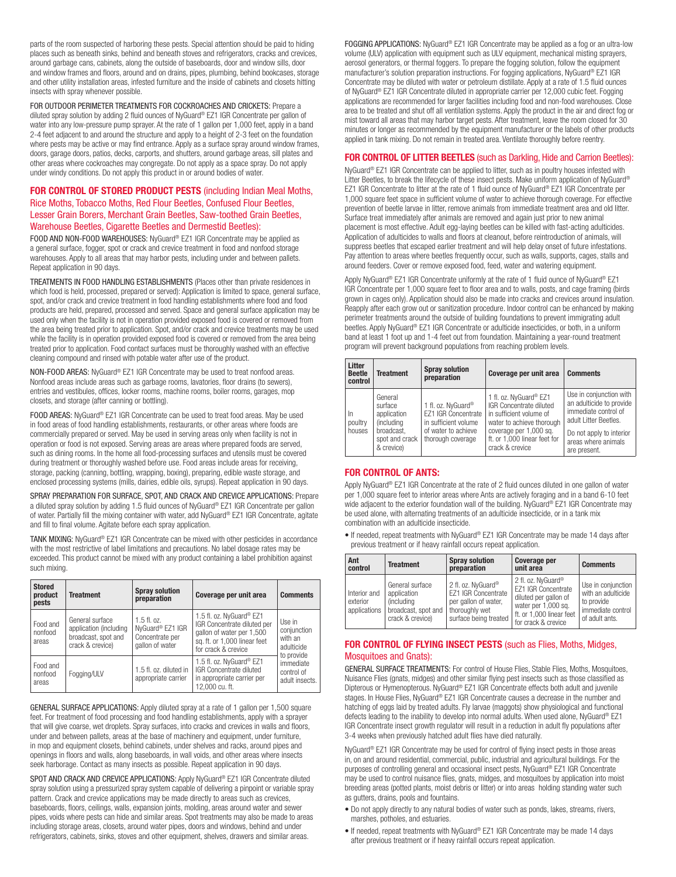parts of the room suspected of harboring these pests. Special attention should be paid to hiding places such as beneath sinks, behind and beneath stoves and refrigerators, cracks and crevices, around garbage cans, cabinets, along the outside of baseboards, door and window sills, door and window frames and floors, around and on drains, pipes, plumbing, behind bookcases, storage and other utility installation areas, infested furniture and the inside of cabinets and closets hitting insects with spray whenever possible.

FOR OUTDOOR PERIMETER TREATMENTS FOR COCKROACHES AND CRICKETS: Prepare a diluted spray solution by adding 2 fluid ounces of NyGuard® EZ1 IGR Concentrate per gallon of water into any low-pressure pump sprayer. At the rate of 1 gallon per 1,000 feet, apply in a band 2-4 feet adjacent to and around the structure and apply to a height of 2-3 feet on the foundation where pests may be active or may find entrance. Apply as a surface spray around window frames, doors, garage doors, patios, decks, carports, and shutters, around garbage areas, sill plates and other areas where cockroaches may congregate. Do not apply as a space spray. Do not apply under windy conditions. Do not apply this product in or around bodies of water.

## FOR CONTROL OF STORED PRODUCT PESTS (including Indian Meal Moths, Rice Moths, Tobacco Moths, Red Flour Beetles, Confused Flour Beetles, Lesser Grain Borers, Merchant Grain Beetles, Saw-toothed Grain Beetles, Warehouse Beetles, Cigarette Beetles and Dermestid Beetles):

FOOD AND NON-FOOD WAREHOUSES: NyGuard® EZ1 IGR Concentrate may be applied as a general surface, fogger, spot or crack and crevice treatment in food and nonfood storage warehouses. Apply to all areas that may harbor pests, including under and between pallets. Repeat application in 90 days.

TREATMENTS IN FOOD HANDLING ESTABLISHMENTS (Places other than private residences in which food is held, processed, prepared or served): Application is limited to space, general surface, spot, and/or crack and crevice treatment in food handling establishments where food and food products are held, prepared, processed and served. Space and general surface application may be used only when the facility is not in operation provided exposed food is covered or removed from the area being treated prior to application. Spot, and/or crack and crevice treatments may be used while the facility is in operation provided exposed food is covered or removed from the area being treated prior to application. Food contact surfaces must be thoroughly washed with an effective cleaning compound and rinsed with potable water after use of the product.

NON-FOOD AREAS: NyGuard® EZ1 IGR Concentrate may be used to treat nonfood areas. Nonfood areas include areas such as garbage rooms, lavatories, floor drains (to sewers), entries and vestibules, offices, locker rooms, machine rooms, boiler rooms, garages, mop closets, and storage (after canning or bottling).

FOOD AREAS: NyGuard® EZ1 IGR Concentrate can be used to treat food areas. May be used in food areas of food handling establishments, restaurants, or other areas where foods are commercially prepared or served. May be used in serving areas only when facility is not in operation or food is not exposed. Serving areas are areas where prepared foods are served, such as dining rooms. In the home all food-processing surfaces and utensils must be covered during treatment or thoroughly washed before use. Food areas include areas for receiving, storage, packing (canning, bottling, wrapping, boxing), preparing, edible waste storage, and enclosed processing systems (mills, dairies, edible oils, syrups). Repeat application in 90 days.

SPRAY PREPARATION FOR SURFACE, SPOT, AND CRACK AND CREVICE APPLICATIONS: Prepare a diluted spray solution by adding 1.5 fluid ounces of NyGuard® EZ1 IGR Concentrate per gallon of water. Partially fill the mixing container with water, add NyGuard® EZ1 IGR Concentrate, agitate and fill to final volume. Agitate before each spray application.

TANK MIXING: NyGuard® EZ1 IGR Concentrate can be mixed with other pesticides in accordance with the most restrictive of label limitations and precautions. No label dosage rates may be exceeded. This product cannot be mixed with any product containing a label prohibition against such mixing.

| Stored product pests | Treatment | Spray solution preparation | Coverage per unit area | Comments |
|---|---|---|---|---|
| Food and nonfood areas | General surface application (including broadcast, spot and crack & crevice) | 1.5 fl. oz. NyGuard® EZ1 IGR Concentrate per gallon of water | 1.5 fl. oz. NyGuard® EZ1 IGR Concentrate diluted per gallon of water per 1,500 sq. ft. or 1,000 linear feet for crack & crevice | Use in conjunction with an adulticide to provide immediate control of adult insects. |
| Food and nonfood areas | Fogging/ULV | 1.5 fl. oz. diluted in appropriate carrier | 1.5 fl. oz. NyGuard® EZ1 IGR Concentrate diluted in appropriate carrier per 12,000 cu. ft. | |

GENERAL SURFACE APPLICATIONS: Apply diluted spray at a rate of 1 gallon per 1,500 square feet. For treatment of food processing and food handling establishments, apply with a sprayer that will give coarse, wet droplets. Spray surfaces, into cracks and crevices in walls and floors, under and between pallets, areas at the base of machinery and equipment, under furniture, in mop and equipment closets, behind cabinets, under shelves and racks, around pipes and openings in floors and walls, along baseboards, in wall voids, and other areas where insects seek harborage. Contact as many insects as possible. Repeat application in 90 days.

SPOT AND CRACK AND CREVICE APPLICATIONS: Apply NyGuard® EZ1 IGR Concentrate diluted spray solution using a pressurized spray system capable of delivering a pinpoint or variable spray pattern. Crack and crevice applications may be made directly to areas such as crevices, baseboards, floors, ceilings, walls, expansion joints, molding, areas around water and sewer pipes, voids where pests can hide and similar areas. Spot treatments may also be made to areas including storage areas, closets, around water pipes, doors and windows, behind and under refrigerators, cabinets, sinks, stoves and other equipment, shelves, drawers and similar areas.

FOGGING APPLICATIONS: NyGuard® EZ1 IGR Concentrate may be applied as a fog or an ultra-low volume (ULV) application with equipment such as ULV equipment, mechanical misting sprayers, aerosol generators, or thermal foggers. To prepare the fogging solution, follow the equipment manufacturer's solution preparation instructions. For fogging applications, NyGuard® EZ1 IGR Concentrate may be diluted with water or petroleum distillate. Apply at a rate of 1.5 fluid ounces of NyGuard® EZ1 IGR Concentrate diluted in appropriate carrier per 12,000 cubic feet. Fogging applications are recommended for larger facilities including food and non-food warehouses. Close area to be treated and shut off all ventilation systems. Apply the product in the air and direct fog or mist toward all areas that may harbor target pests. After treatment, leave the room closed for 30 minutes or longer as recommended by the equipment manufacturer or the labels of other products applied in tank mixing. Do not remain in treated area. Ventilate thoroughly before reentry.

## FOR CONTROL OF LITTER BEETLES (such as Darkling, Hide and Carrion Beetles):

NyGuard® EZ1 IGR Concentrate can be applied to litter, such as in poultry houses infested with Litter Beetles, to break the lifecycle of these insect pests. Make uniform application of NyGuard® EZ1 IGR Concentrate to litter at the rate of 1 fluid ounce of NyGuard® EZ1 IGR Concentrate per 1,000 square feet in sufficient volume of water to achieve thorough coverage. For effective prevention of beetle larvae in litter, remove animals from immediate treatment area and old litter. Surface treat immediately after animals are removed and again just prior to new animal placement is most effective. Adult egg-laying beetles can be killed with fast-acting adulticides. Application of adulticides to walls and floors at cleanout, before reintroduction of animals, will suppress beetles that escaped earlier treatment and will help delay onset of future infestations. Pay attention to areas where beetles frequently occur, such as walls, supports, cages, stalls and around feeders. Cover or remove exposed food, feed, water and watering equipment.

Apply NyGuard® EZ1 IGR Concentrate uniformly at the rate of 1 fluid ounce of NyGuard® EZ1 IGR Concentrate per 1,000 square feet to floor area and to walls, posts, and cage framing (birds grown in cages only). Application should also be made into cracks and crevices around insulation. Reapply after each grow out or sanitization procedure. Indoor control can be enhanced by making perimeter treatments around the outside of building foundations to prevent immigrating adult beetles. Apply NyGuard® EZ1 IGR Concentrate or adulticide insecticides, or both, in a uniform band at least 1 foot up and 1-4 feet out from foundation. Maintaining a year-round treatment program will prevent background populations from reaching problem levels.

| Litter Beetle control | Treatment | Spray solution preparation | Coverage per unit area | Comments |
|---|---|---|---|---|
| In poultry houses | General surface application (including broadcast, spot and crack & crevice) | 1 fl. oz. NyGuard® EZ1 IGR Concentrate in sufficient volume of water to achieve thorough coverage | 1 fl. oz. NyGuard® EZ1 IGR Concentrate diluted in sufficient volume of water to achieve thorough coverage per 1,000 sq. ft. or 1,000 linear feet for crack & crevice | Use in conjunction with an adulticide to provide immediate control of adult Litter Beetles. Do not apply to interior areas where animals are present. |

## FOR CONTROL OF ANTS:

Apply NyGuard® EZ1 IGR Concentrate at the rate of 2 fluid ounces diluted in one gallon of water per 1,000 square feet to interior areas where Ants are actively foraging and in a band 6-10 feet wide adjacent to the exterior foundation wall of the building. NyGuard® EZ1 IGR Concentrate may be used alone, with alternating treatments of an adulticide insecticide, or in a tank mix combination with an adulticide insecticide.

- If needed, repeat treatments with NyGuard® EZ1 IGR Concentrate may be made 14 days after previous treatment or if heavy rainfall occurs repeat application.

| Ant control | Treatment | Spray solution preparation | Coverage per unit area | Comments |
|---|---|---|---|---|
| Interior and exterior applications | General surface application (including broadcast, spot and crack & crevice) | 2 fl. oz. NyGuard® EZ1 IGR Concentrate per gallon of water, thoroughly wet surface being treated | 2 fl. oz. NyGuard® EZ1 IGR Concentrate diluted per gallon of water per 1,000 sq. ft. or 1,000 linear feet for crack & crevice | Use in conjunction with an adulticide to provide immediate control of adult ants. |

## FOR CONTROL OF FLYING INSECT PESTS (such as Flies, Moths, Midges, Mosquitoes and Gnats):

GENERAL SURFACE TREATMENTS: For control of House Flies, Stable Flies, Moths, Mosquitoes, Nuisance Flies (gnats, midges) and other similar flying pest insects such as those classified as Dipterous or Hymenopterous. NyGuard® EZ1 IGR Concentrate effects both adult and juvenile stages. In House Flies, NyGuard® EZ1 IGR Concentrate causes a decrease in the number and hatching of eggs laid by treated adults. Fly larvae (maggots) show physiological and functional defects leading to the inability to develop into normal adults. When used alone, NyGuard® EZ1 IGR Concentrate insect growth regulator will result in a reduction in adult fly populations after 3-4 weeks when previously hatched adult flies have died naturally.

NyGuard® EZ1 IGR Concentrate may be used for control of flying insect pests in those areas in, on and around residential, commercial, public, industrial and agricultural buildings. For the purposes of controlling general and occasional insect pests, NyGuard® EZ1 IGR Concentrate may be used to control nuisance flies, gnats, midges, and mosquitoes by application into moist breeding areas (potted plants, moist debris or litter) or into areas holding standing water such as gutters, drains, pools and fountains.

- Do not apply directly to any natural bodies of water such as ponds, lakes, streams, rivers, marshes, potholes, and estuaries.
- If needed, repeat treatments with NyGuard® EZ1 IGR Concentrate may be made 14 days after previous treatment or if heavy rainfall occurs repeat application.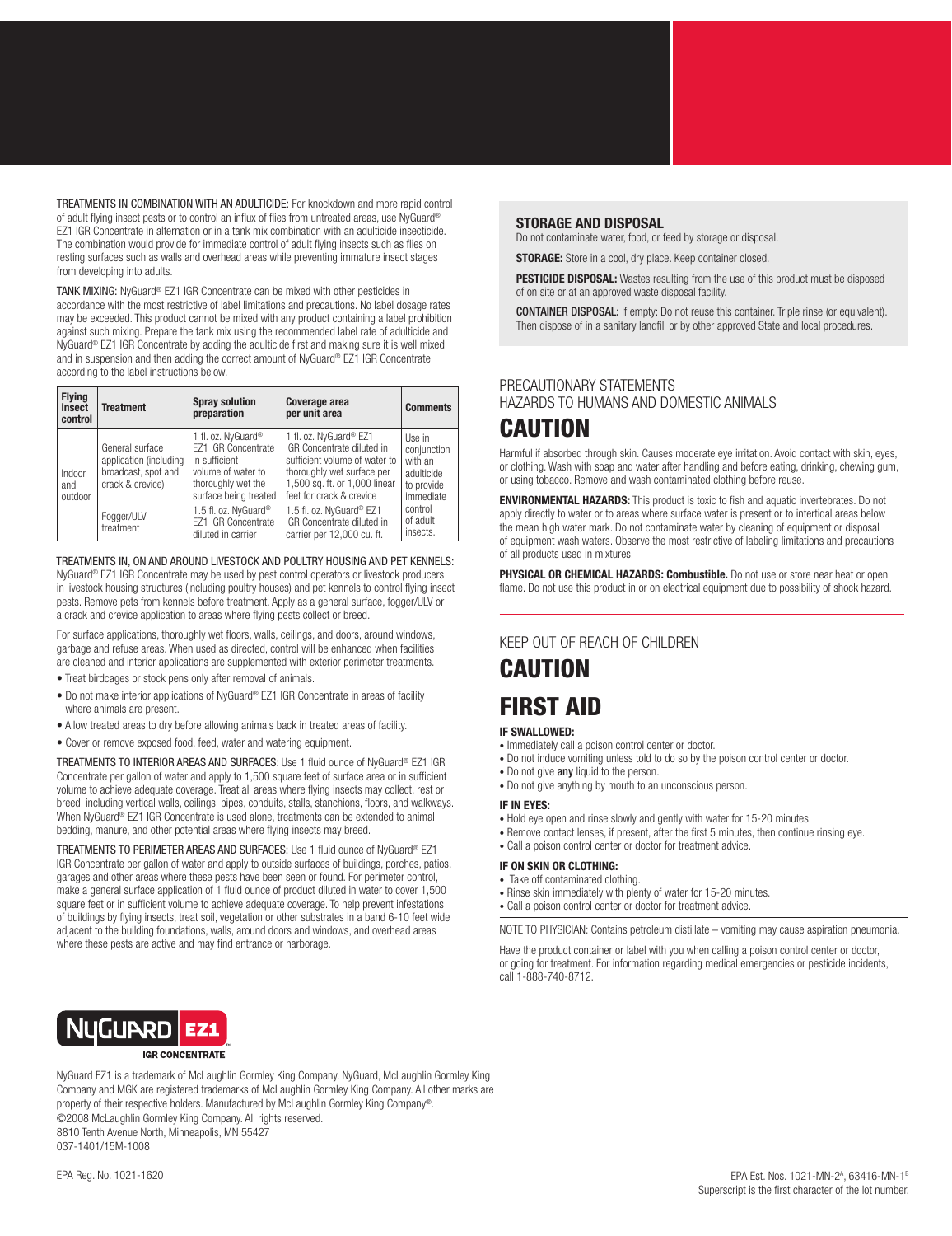TREATMENTS IN COMBINATION WITH AN ADULTICIDE: For knockdown and more rapid control of adult flying insect pests or to control an influx of flies from untreated areas, use NyGuard® EZ1 IGR Concentrate in alternation or in a tank mix combination with an adulticide insecticide. The combination would provide for immediate control of adult flying insects such as flies on resting surfaces such as walls and overhead areas while preventing immature insect stages from developing into adults.

TANK MIXING: NyGuard® EZ1 IGR Concentrate can be mixed with other pesticides in accordance with the most restrictive of label limitations and precautions. No label dosage rates may be exceeded. This product cannot be mixed with any product containing a label prohibition against such mixing. Prepare the tank mix using the recommended label rate of adulticide and NyGuard® EZ1 IGR Concentrate by adding the adulticide first and making sure it is well mixed and in suspension and then adding the correct amount of NyGuard® EZ1 IGR Concentrate according to the label instructions below.

| Flying insect control | Treatment | Spray solution preparation | Coverage area per unit area | Comments |
|---|---|---|---|---|
| Indoor and outdoor | General surface application (including broadcast, spot and crack & crevice) | 1 fl. oz. NyGuard® EZ1 IGR Concentrate in sufficient volume of water to thoroughly wet the surface being treated | 1 fl. oz. NyGuard® EZ1 IGR Concentrate diluted in sufficient volume of water to thoroughly wet surface per 1,500 sq. ft. or 1,000 linear feet for crack & crevice | Use in conjunction with an adulticide to provide immediate control of adult insects. |
| | Fogger/ULV treatment | 1.5 fl. oz. NyGuard® EZ1 IGR Concentrate diluted in carrier | 1.5 fl. oz. NyGuard® EZ1 IGR Concentrate diluted in carrier per 12,000 cu. ft. | |

TREATMENTS IN, ON AND AROUND LIVESTOCK AND POULTRY HOUSING AND PET KENNELS: NyGuard® EZ1 IGR Concentrate may be used by pest control operators or livestock producers in livestock housing structures (including poultry houses) and pet kennels to control flying insect pests. Remove pets from kennels before treatment. Apply as a general surface, fogger/ULV or a crack and crevice application to areas where flying pests collect or breed.

For surface applications, thoroughly wet floors, walls, ceilings, and doors, around windows, garbage and refuse areas. When used as directed, control will be enhanced when facilities are cleaned and interior applications are supplemented with exterior perimeter treatments.

- Treat birdcages or stock pens only after removal of animals.
- Do not make interior applications of NyGuard® EZ1 IGR Concentrate in areas of facility where animals are present.
- Allow treated areas to dry before allowing animals back in treated areas of facility.
- Cover or remove exposed food, feed, water and watering equipment.

TREATMENTS TO INTERIOR AREAS AND SURFACES: Use 1 fluid ounce of NyGuard® EZ1 IGR Concentrate per gallon of water and apply to 1,500 square feet of surface area or in sufficient volume to achieve adequate coverage. Treat all areas where flying insects may collect, rest or breed, including vertical walls, ceilings, pipes, conduits, stalls, stanchions, floors, and walkways. When NyGuard® EZ1 IGR Concentrate is used alone, treatments can be extended to animal bedding, manure, and other potential areas where flying insects may breed.

TREATMENTS TO PERIMETER AREAS AND SURFACES: Use 1 fluid ounce of NyGuard® EZ1 IGR Concentrate per gallon of water and apply to outside surfaces of buildings, porches, patios, garages and other areas where these pests have been seen or found. For perimeter control, make a general surface application of 1 fluid ounce of product diluted in water to cover 1,500 square feet or in sufficient volume to achieve adequate coverage. To help prevent infestations of buildings by flying insects, treat soil, vegetation or other substrates in a band 6-10 feet wide adjacent to the building foundations, walls, around doors and windows, and overhead areas where these pests are active and may find entrance or harborage.

## STORAGE AND DISPOSAL

Do not contaminate water, food, or feed by storage or disposal.

**STORAGE:** Store in a cool, dry place. Keep container closed.

**PESTICIDE DISPOSAL:** Wastes resulting from the use of this product must be disposed of on site or at an approved waste disposal facility.

**CONTAINER DISPOSAL:** If empty: Do not reuse this container. Triple rinse (or equivalent). Then dispose of in a sanitary landfill or by other approved State and local procedures.

PRECAUTIONARY STATEMENTS
HAZARDS TO HUMANS AND DOMESTIC ANIMALS

# CAUTION

Harmful if absorbed through skin. Causes moderate eye irritation. Avoid contact with skin, eyes, or clothing. Wash with soap and water after handling and before eating, drinking, chewing gum, or using tobacco. Remove and wash contaminated clothing before reuse.

**ENVIRONMENTAL HAZARDS:** This product is toxic to fish and aquatic invertebrates. Do not apply directly to water or to areas where surface water is present or to intertidal areas below the mean high water mark. Do not contaminate water by cleaning of equipment or disposal of equipment wash waters. Observe the most restrictive of labeling limitations and precautions of all products used in mixtures.

**PHYSICAL OR CHEMICAL HAZARDS: Combustible.** Do not use or store near heat or open flame. Do not use this product in or on electrical equipment due to possibility of shock hazard.

KEEP OUT OF REACH OF CHILDREN

# CAUTION

# FIRST AID

**IF SWALLOWED:**

- Immediately call a poison control center or doctor.
- Do not induce vomiting unless told to do so by the poison control center or doctor.
- Do not give **any** liquid to the person.
- Do not give anything by mouth to an unconscious person.

**IF IN EYES:**

- Hold eye open and rinse slowly and gently with water for 15-20 minutes.
- Remove contact lenses, if present, after the first 5 minutes, then continue rinsing eye.
- Call a poison control center or doctor for treatment advice.

**IF ON SKIN OR CLOTHING:**

- Take off contaminated clothing.
- Rinse skin immediately with plenty of water for 15-20 minutes.
- Call a poison control center or doctor for treatment advice.

NOTE TO PHYSICIAN: Contains petroleum distillate – vomiting may cause aspiration pneumonia.

Have the product container or label with you when calling a poison control center or doctor, or going for treatment. For information regarding medical emergencies or pesticide incidents, call 1-888-740-8712.

NYGUARD EZ1 IGR CONCENTRATE

NyGuard EZ1 is a trademark of McLaughlin Gormley King Company. NyGuard, McLaughlin Gormley King Company and MGK are registered trademarks of McLaughlin Gormley King Company. All other marks are property of their respective holders. Manufactured by McLaughlin Gormley King Company®.
©2008 McLaughlin Gormley King Company. All rights reserved.
8810 Tenth Avenue North, Minneapolis, MN 55427
037-1401/15M-1008

EPA Reg. No. 1021-1620

EPA Est. Nos. 1021-MN-2[A], 63416-MN-1[B]
Superscript is the first character of the lot number.